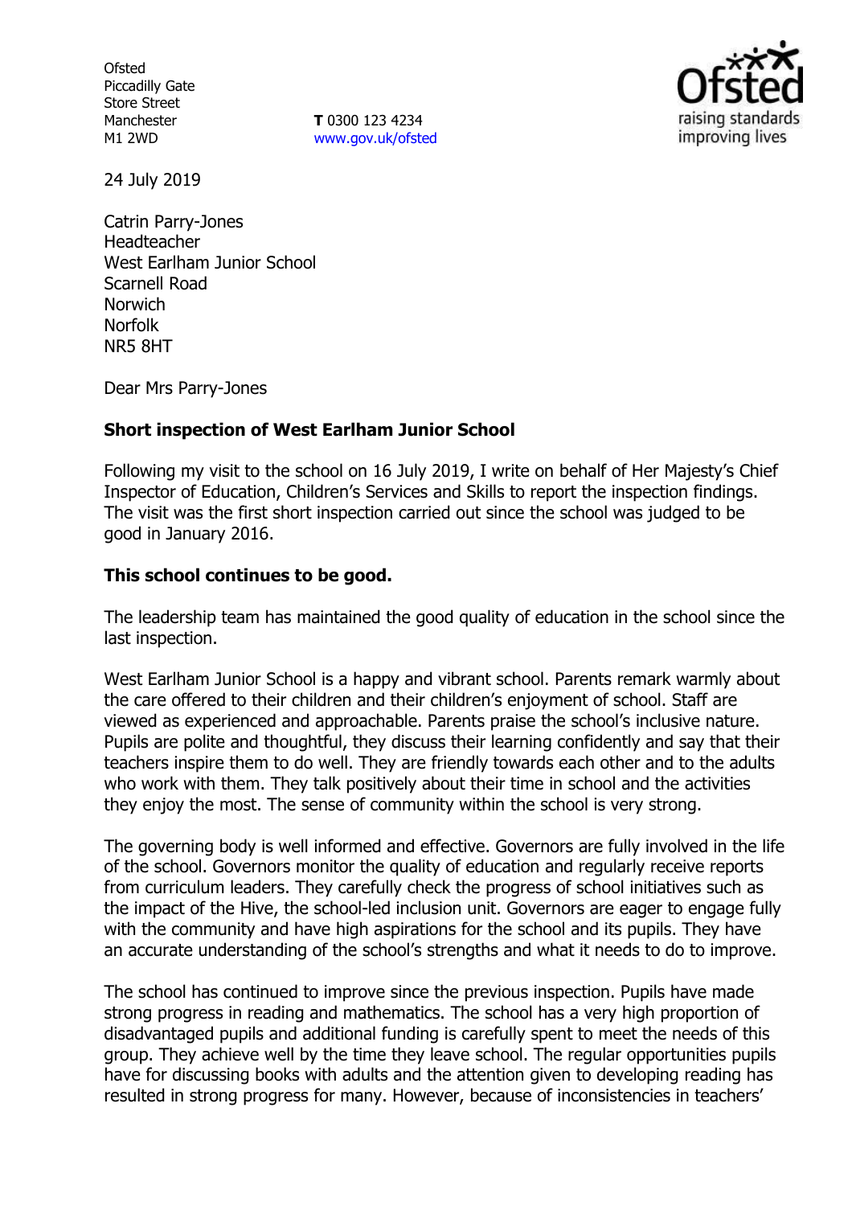Ofsted
Piccadilly Gate
Store Street
Manchester
M1 2WD

**T** 0300 123 4234
www.gov.uk/ofsted

24 July 2019

Catrin Parry-Jones
Headteacher
West Earlham Junior School
Scarnell Road
Norwich
Norfolk
NR5 8HT

Dear Mrs Parry-Jones

**Short inspection of West Earlham Junior School**

Following my visit to the school on 16 July 2019, I write on behalf of Her Majesty's Chief Inspector of Education, Children's Services and Skills to report the inspection findings. The visit was the first short inspection carried out since the school was judged to be good in January 2016.

**This school continues to be good.**

The leadership team has maintained the good quality of education in the school since the last inspection.

West Earlham Junior School is a happy and vibrant school. Parents remark warmly about the care offered to their children and their children's enjoyment of school. Staff are viewed as experienced and approachable. Parents praise the school's inclusive nature. Pupils are polite and thoughtful, they discuss their learning confidently and say that their teachers inspire them to do well. They are friendly towards each other and to the adults who work with them. They talk positively about their time in school and the activities they enjoy the most. The sense of community within the school is very strong.

The governing body is well informed and effective. Governors are fully involved in the life of the school. Governors monitor the quality of education and regularly receive reports from curriculum leaders. They carefully check the progress of school initiatives such as the impact of the Hive, the school-led inclusion unit. Governors are eager to engage fully with the community and have high aspirations for the school and its pupils. They have an accurate understanding of the school's strengths and what it needs to do to improve.

The school has continued to improve since the previous inspection. Pupils have made strong progress in reading and mathematics. The school has a very high proportion of disadvantaged pupils and additional funding is carefully spent to meet the needs of this group. They achieve well by the time they leave school. The regular opportunities pupils have for discussing books with adults and the attention given to developing reading has resulted in strong progress for many. However, because of inconsistencies in teachers'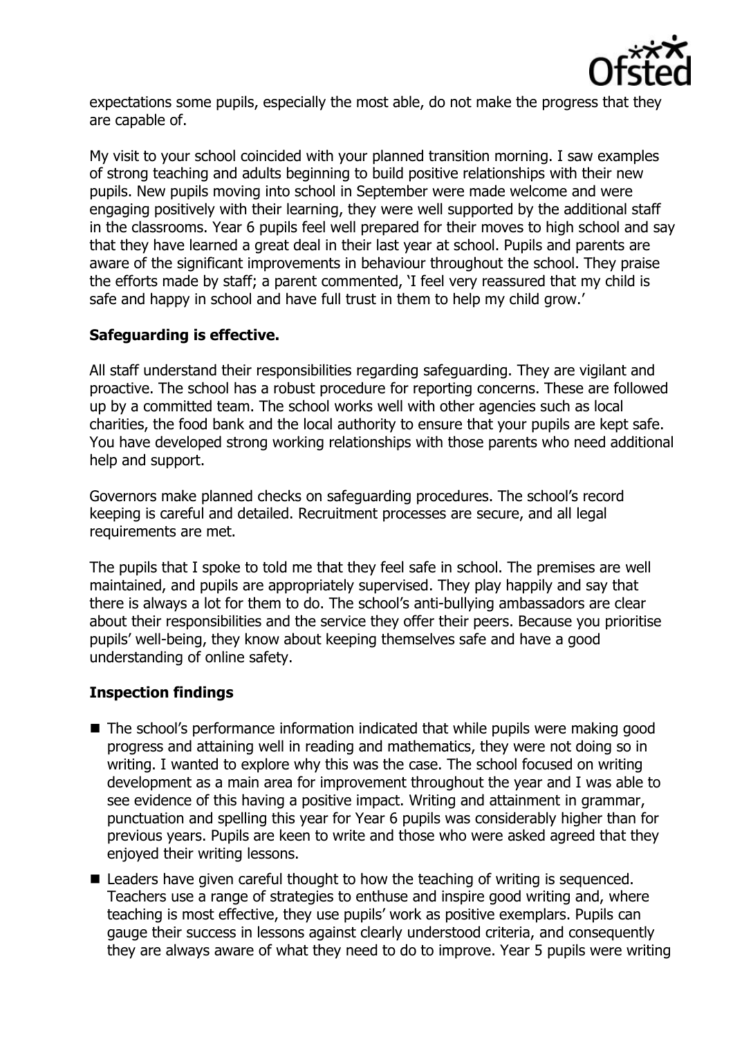expectations some pupils, especially the most able, do not make the progress that they are capable of.

My visit to your school coincided with your planned transition morning. I saw examples of strong teaching and adults beginning to build positive relationships with their new pupils. New pupils moving into school in September were made welcome and were engaging positively with their learning, they were well supported by the additional staff in the classrooms. Year 6 pupils feel well prepared for their moves to high school and say that they have learned a great deal in their last year at school. Pupils and parents are aware of the significant improvements in behaviour throughout the school. They praise the efforts made by staff; a parent commented, 'I feel very reassured that my child is safe and happy in school and have full trust in them to help my child grow.'

**Safeguarding is effective.**

All staff understand their responsibilities regarding safeguarding. They are vigilant and proactive. The school has a robust procedure for reporting concerns. These are followed up by a committed team. The school works well with other agencies such as local charities, the food bank and the local authority to ensure that your pupils are kept safe. You have developed strong working relationships with those parents who need additional help and support.

Governors make planned checks on safeguarding procedures. The school's record keeping is careful and detailed. Recruitment processes are secure, and all legal requirements are met.

The pupils that I spoke to told me that they feel safe in school. The premises are well maintained, and pupils are appropriately supervised. They play happily and say that there is always a lot for them to do. The school's anti-bullying ambassadors are clear about their responsibilities and the service they offer their peers. Because you prioritise pupils' well-being, they know about keeping themselves safe and have a good understanding of online safety.

**Inspection findings**

- The school's performance information indicated that while pupils were making good progress and attaining well in reading and mathematics, they were not doing so in writing. I wanted to explore why this was the case. The school focused on writing development as a main area for improvement throughout the year and I was able to see evidence of this having a positive impact. Writing and attainment in grammar, punctuation and spelling this year for Year 6 pupils was considerably higher than for previous years. Pupils are keen to write and those who were asked agreed that they enjoyed their writing lessons.
- Leaders have given careful thought to how the teaching of writing is sequenced. Teachers use a range of strategies to enthuse and inspire good writing and, where teaching is most effective, they use pupils' work as positive exemplars. Pupils can gauge their success in lessons against clearly understood criteria, and consequently they are always aware of what they need to do to improve. Year 5 pupils were writing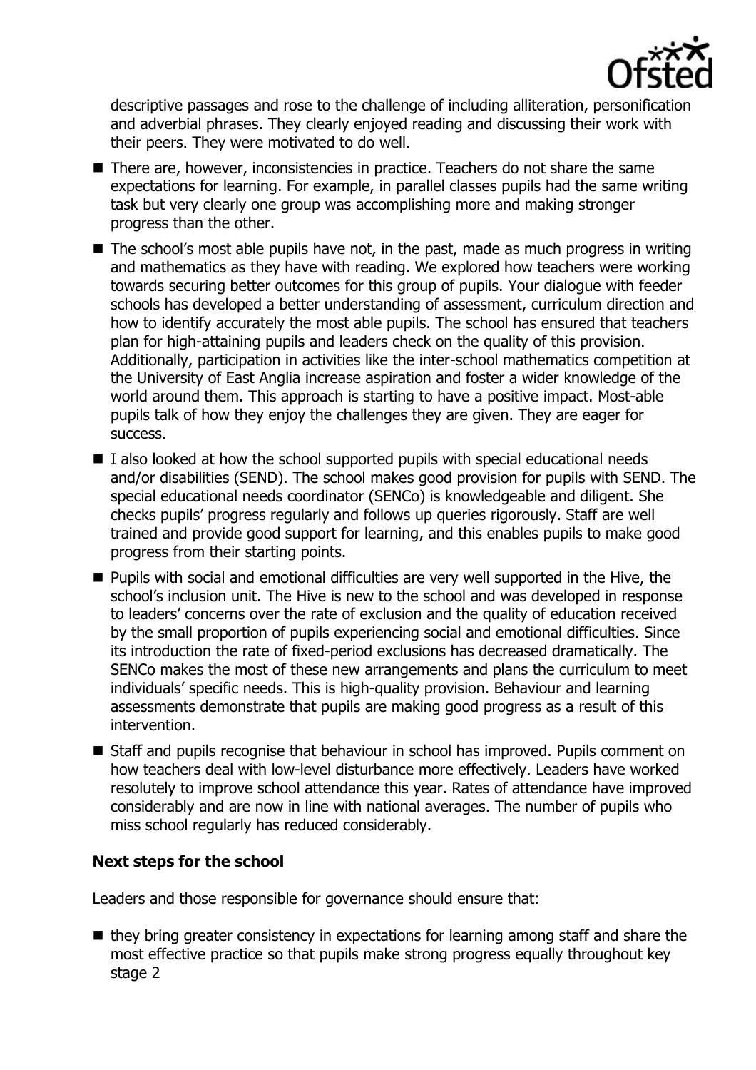descriptive passages and rose to the challenge of including alliteration, personification and adverbial phrases. They clearly enjoyed reading and discussing their work with their peers. They were motivated to do well.

- There are, however, inconsistencies in practice. Teachers do not share the same expectations for learning. For example, in parallel classes pupils had the same writing task but very clearly one group was accomplishing more and making stronger progress than the other.
- The school's most able pupils have not, in the past, made as much progress in writing and mathematics as they have with reading. We explored how teachers were working towards securing better outcomes for this group of pupils. Your dialogue with feeder schools has developed a better understanding of assessment, curriculum direction and how to identify accurately the most able pupils. The school has ensured that teachers plan for high-attaining pupils and leaders check on the quality of this provision. Additionally, participation in activities like the inter-school mathematics competition at the University of East Anglia increase aspiration and foster a wider knowledge of the world around them. This approach is starting to have a positive impact. Most-able pupils talk of how they enjoy the challenges they are given. They are eager for success.
- I also looked at how the school supported pupils with special educational needs and/or disabilities (SEND). The school makes good provision for pupils with SEND. The special educational needs coordinator (SENCo) is knowledgeable and diligent. She checks pupils' progress regularly and follows up queries rigorously. Staff are well trained and provide good support for learning, and this enables pupils to make good progress from their starting points.
- Pupils with social and emotional difficulties are very well supported in the Hive, the school's inclusion unit. The Hive is new to the school and was developed in response to leaders' concerns over the rate of exclusion and the quality of education received by the small proportion of pupils experiencing social and emotional difficulties. Since its introduction the rate of fixed-period exclusions has decreased dramatically. The SENCo makes the most of these new arrangements and plans the curriculum to meet individuals' specific needs. This is high-quality provision. Behaviour and learning assessments demonstrate that pupils are making good progress as a result of this intervention.
- Staff and pupils recognise that behaviour in school has improved. Pupils comment on how teachers deal with low-level disturbance more effectively. Leaders have worked resolutely to improve school attendance this year. Rates of attendance have improved considerably and are now in line with national averages. The number of pupils who miss school regularly has reduced considerably.

### Next steps for the school

Leaders and those responsible for governance should ensure that:

- they bring greater consistency in expectations for learning among staff and share the most effective practice so that pupils make strong progress equally throughout key stage 2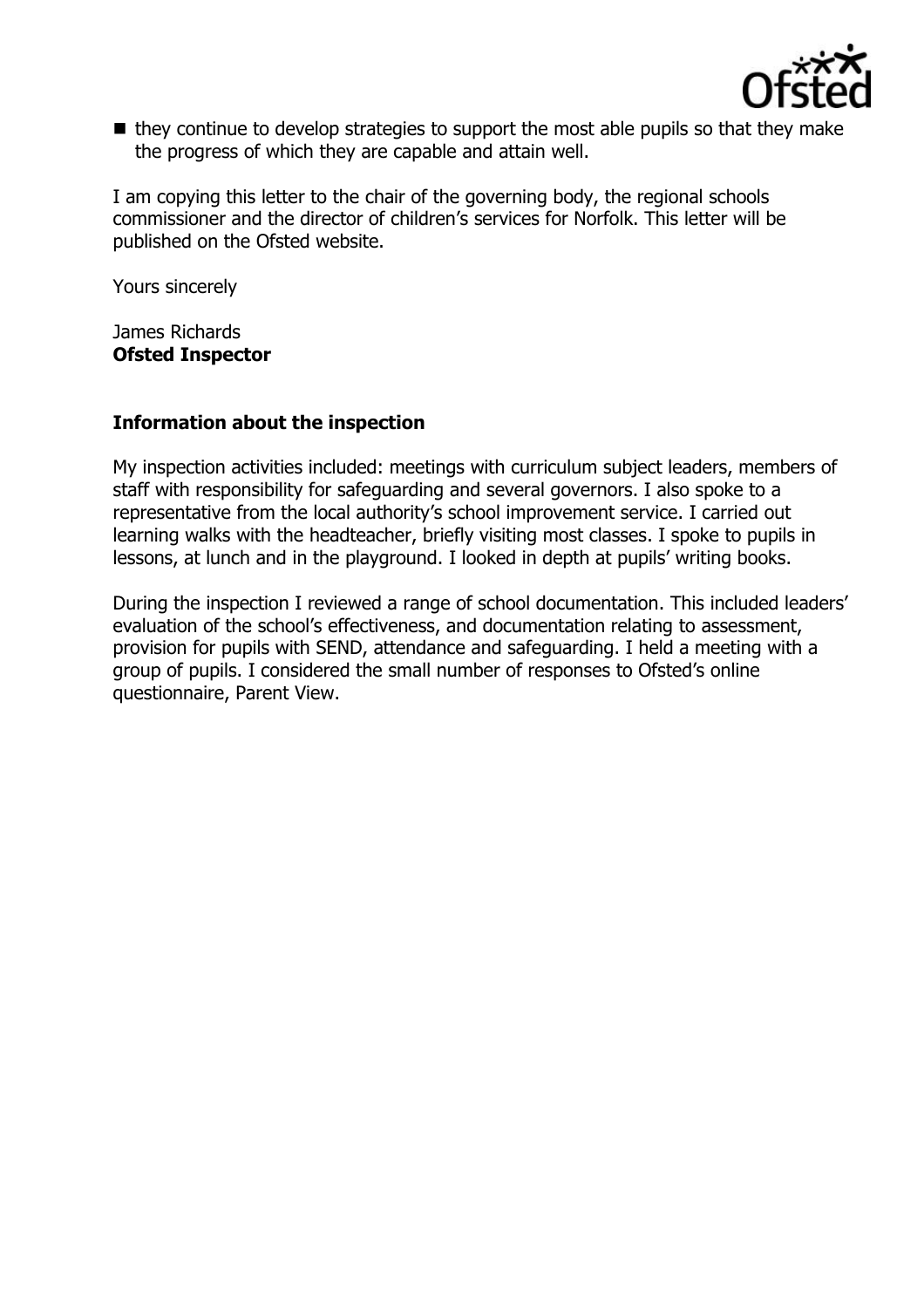- they continue to develop strategies to support the most able pupils so that they make the progress of which they are capable and attain well.

I am copying this letter to the chair of the governing body, the regional schools commissioner and the director of children's services for Norfolk. This letter will be published on the Ofsted website.

Yours sincerely

James Richards
**Ofsted Inspector**

### Information about the inspection

My inspection activities included: meetings with curriculum subject leaders, members of staff with responsibility for safeguarding and several governors. I also spoke to a representative from the local authority's school improvement service. I carried out learning walks with the headteacher, briefly visiting most classes. I spoke to pupils in lessons, at lunch and in the playground. I looked in depth at pupils' writing books.

During the inspection I reviewed a range of school documentation. This included leaders' evaluation of the school's effectiveness, and documentation relating to assessment, provision for pupils with SEND, attendance and safeguarding. I held a meeting with a group of pupils. I considered the small number of responses to Ofsted's online questionnaire, Parent View.